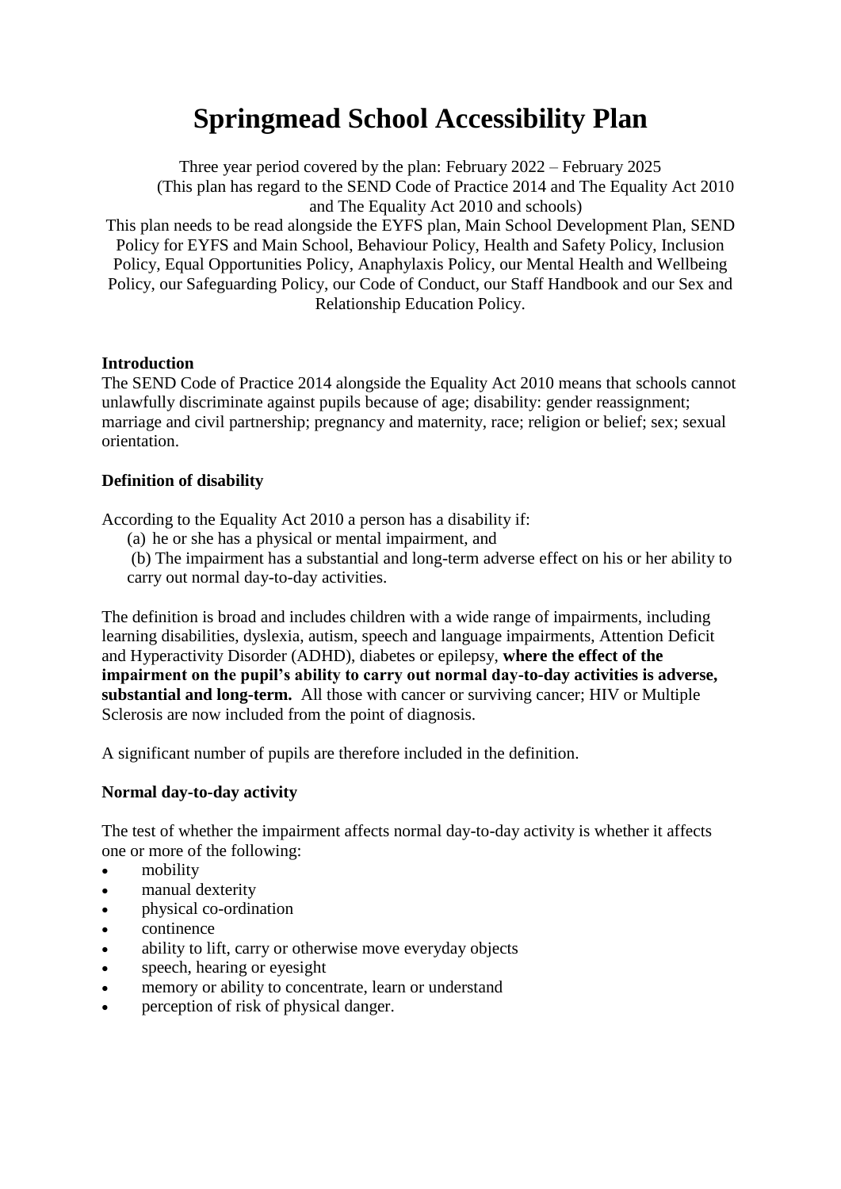# Springmead School Accessibility Plan

Three year period covered by the plan: February 2022 – February 2025
(This plan has regard to the SEND Code of Practice 2014 and The Equality Act 2010 and The Equality Act 2010 and schools)
This plan needs to be read alongside the EYFS plan, Main School Development Plan, SEND Policy for EYFS and Main School, Behaviour Policy, Health and Safety Policy, Inclusion Policy, Equal Opportunities Policy, Anaphylaxis Policy, our Mental Health and Wellbeing Policy, our Safeguarding Policy, our Code of Conduct, our Staff Handbook and our Sex and Relationship Education Policy.

**Introduction**

The SEND Code of Practice 2014 alongside the Equality Act 2010 means that schools cannot unlawfully discriminate against pupils because of age; disability: gender reassignment; marriage and civil partnership; pregnancy and maternity, race; religion or belief; sex; sexual orientation.

**Definition of disability**

According to the Equality Act 2010 a person has a disability if:

(a) he or she has a physical or mental impairment, and

(b) The impairment has a substantial and long-term adverse effect on his or her ability to carry out normal day-to-day activities.

The definition is broad and includes children with a wide range of impairments, including learning disabilities, dyslexia, autism, speech and language impairments, Attention Deficit and Hyperactivity Disorder (ADHD), diabetes or epilepsy, **where the effect of the impairment on the pupil's ability to carry out normal day-to-day activities is adverse, substantial and long-term.** All those with cancer or surviving cancer; HIV or Multiple Sclerosis are now included from the point of diagnosis.

A significant number of pupils are therefore included in the definition.

**Normal day-to-day activity**

The test of whether the impairment affects normal day-to-day activity is whether it affects one or more of the following:

- mobility
- manual dexterity
- physical co-ordination
- continence
- ability to lift, carry or otherwise move everyday objects
- speech, hearing or eyesight
- memory or ability to concentrate, learn or understand
- perception of risk of physical danger.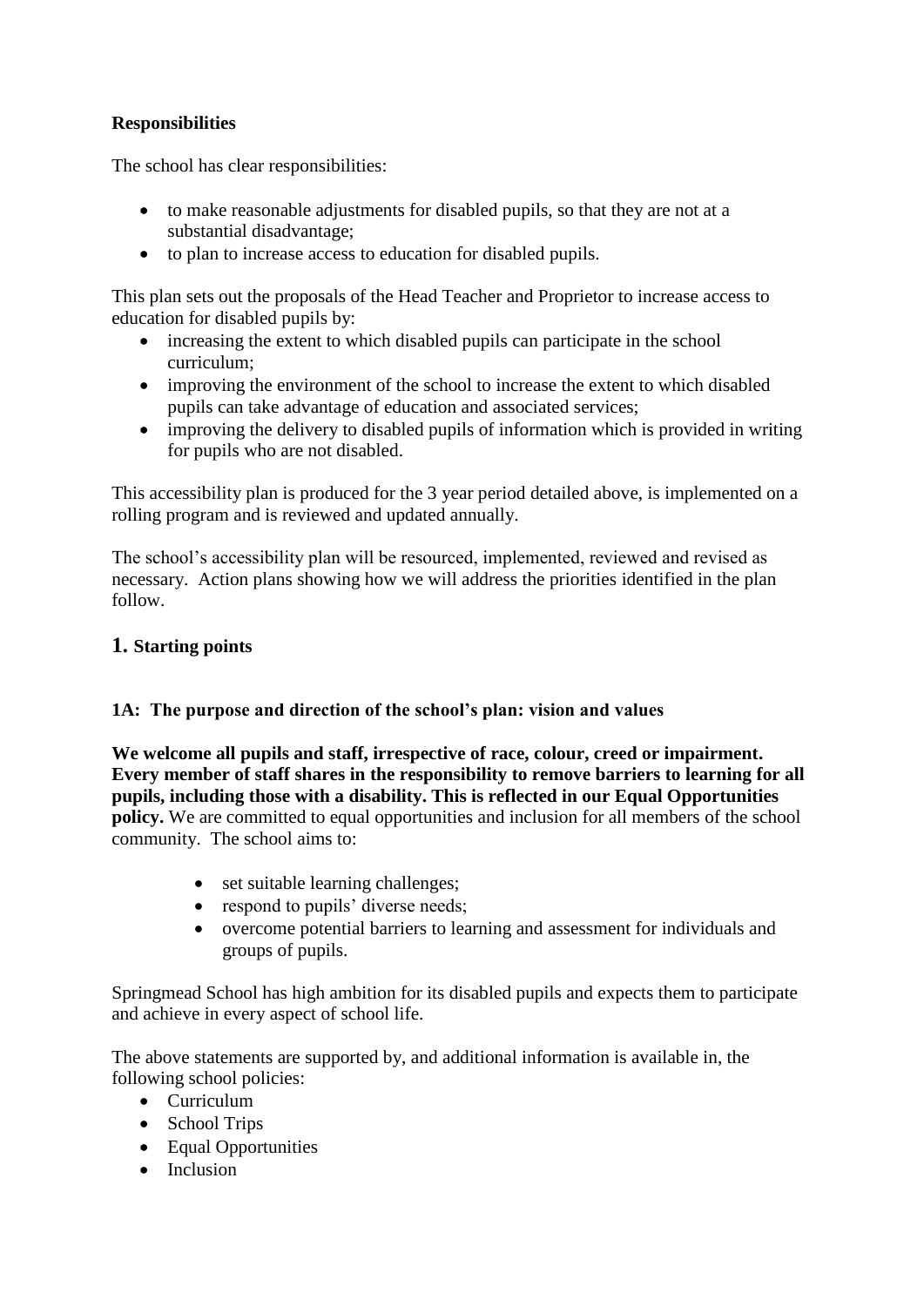**Responsibilities**

The school has clear responsibilities:

- to make reasonable adjustments for disabled pupils, so that they are not at a substantial disadvantage;
- to plan to increase access to education for disabled pupils.

This plan sets out the proposals of the Head Teacher and Proprietor to increase access to education for disabled pupils by:

- increasing the extent to which disabled pupils can participate in the school curriculum;
- improving the environment of the school to increase the extent to which disabled pupils can take advantage of education and associated services;
- improving the delivery to disabled pupils of information which is provided in writing for pupils who are not disabled.

This accessibility plan is produced for the 3 year period detailed above, is implemented on a rolling program and is reviewed and updated annually.

The school's accessibility plan will be resourced, implemented, reviewed and revised as necessary. Action plans showing how we will address the priorities identified in the plan follow.

## 1. Starting points

### 1A: The purpose and direction of the school's plan: vision and values

**We welcome all pupils and staff, irrespective of race, colour, creed or impairment. Every member of staff shares in the responsibility to remove barriers to learning for all pupils, including those with a disability. This is reflected in our Equal Opportunities policy.** We are committed to equal opportunities and inclusion for all members of the school community. The school aims to:

- set suitable learning challenges;
- respond to pupils' diverse needs;
- overcome potential barriers to learning and assessment for individuals and groups of pupils.

Springmead School has high ambition for its disabled pupils and expects them to participate and achieve in every aspect of school life.

The above statements are supported by, and additional information is available in, the following school policies:

- Curriculum
- School Trips
- Equal Opportunities
- Inclusion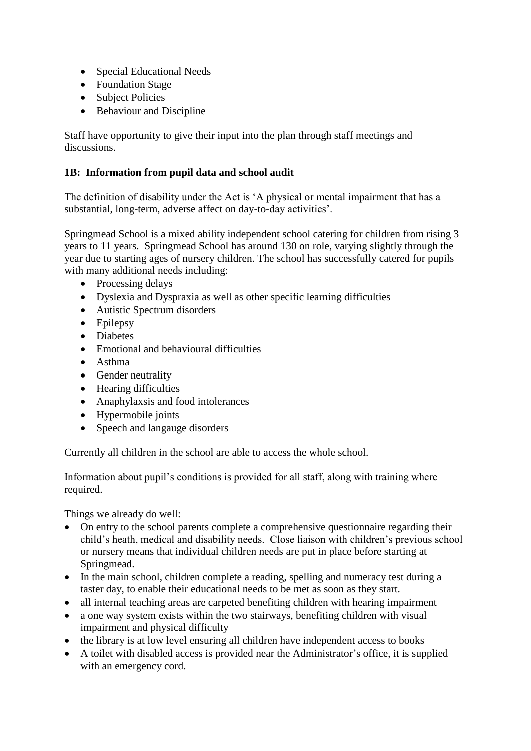- Special Educational Needs
- Foundation Stage
- Subject Policies
- Behaviour and Discipline

Staff have opportunity to give their input into the plan through staff meetings and discussions.

**1B: Information from pupil data and school audit**

The definition of disability under the Act is 'A physical or mental impairment that has a substantial, long-term, adverse affect on day-to-day activities'.

Springmead School is a mixed ability independent school catering for children from rising 3 years to 11 years. Springmead School has around 130 on role, varying slightly through the year due to starting ages of nursery children. The school has successfully catered for pupils with many additional needs including:

- Processing delays
- Dyslexia and Dyspraxia as well as other specific learning difficulties
- Autistic Spectrum disorders
- Epilepsy
- Diabetes
- Emotional and behavioural difficulties
- Asthma
- Gender neutrality
- Hearing difficulties
- Anaphylaxsis and food intolerances
- Hypermobile joints
- Speech and langauge disorders

Currently all children in the school are able to access the whole school.

Information about pupil's conditions is provided for all staff, along with training where required.

Things we already do well:

- On entry to the school parents complete a comprehensive questionnaire regarding their child's heath, medical and disability needs. Close liaison with children's previous school or nursery means that individual children needs are put in place before starting at Springmead.
- In the main school, children complete a reading, spelling and numeracy test during a taster day, to enable their educational needs to be met as soon as they start.
- all internal teaching areas are carpeted benefiting children with hearing impairment
- a one way system exists within the two stairways, benefiting children with visual impairment and physical difficulty
- the library is at low level ensuring all children have independent access to books
- A toilet with disabled access is provided near the Administrator's office, it is supplied with an emergency cord.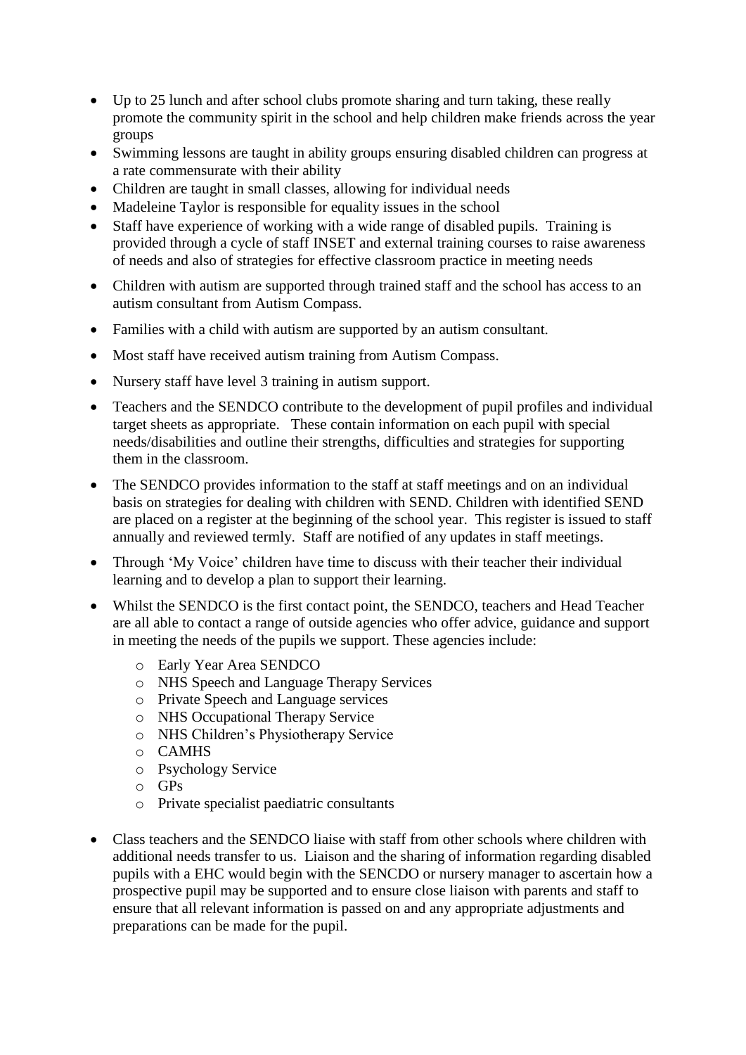- Up to 25 lunch and after school clubs promote sharing and turn taking, these really promote the community spirit in the school and help children make friends across the year groups
- Swimming lessons are taught in ability groups ensuring disabled children can progress at a rate commensurate with their ability
- Children are taught in small classes, allowing for individual needs
- Madeleine Taylor is responsible for equality issues in the school
- Staff have experience of working with a wide range of disabled pupils. Training is provided through a cycle of staff INSET and external training courses to raise awareness of needs and also of strategies for effective classroom practice in meeting needs
- Children with autism are supported through trained staff and the school has access to an autism consultant from Autism Compass.
- Families with a child with autism are supported by an autism consultant.
- Most staff have received autism training from Autism Compass.
- Nursery staff have level 3 training in autism support.
- Teachers and the SENDCO contribute to the development of pupil profiles and individual target sheets as appropriate. These contain information on each pupil with special needs/disabilities and outline their strengths, difficulties and strategies for supporting them in the classroom.
- The SENDCO provides information to the staff at staff meetings and on an individual basis on strategies for dealing with children with SEND. Children with identified SEND are placed on a register at the beginning of the school year. This register is issued to staff annually and reviewed termly. Staff are notified of any updates in staff meetings.
- Through 'My Voice' children have time to discuss with their teacher their individual learning and to develop a plan to support their learning.
- Whilst the SENDCO is the first contact point, the SENDCO, teachers and Head Teacher are all able to contact a range of outside agencies who offer advice, guidance and support in meeting the needs of the pupils we support. These agencies include:
  - Early Year Area SENDCO
  - NHS Speech and Language Therapy Services
  - Private Speech and Language services
  - NHS Occupational Therapy Service
  - NHS Children's Physiotherapy Service
  - CAMHS
  - Psychology Service
  - GPs
  - Private specialist paediatric consultants
- Class teachers and the SENDCO liaise with staff from other schools where children with additional needs transfer to us. Liaison and the sharing of information regarding disabled pupils with a EHC would begin with the SENCDO or nursery manager to ascertain how a prospective pupil may be supported and to ensure close liaison with parents and staff to ensure that all relevant information is passed on and any appropriate adjustments and preparations can be made for the pupil.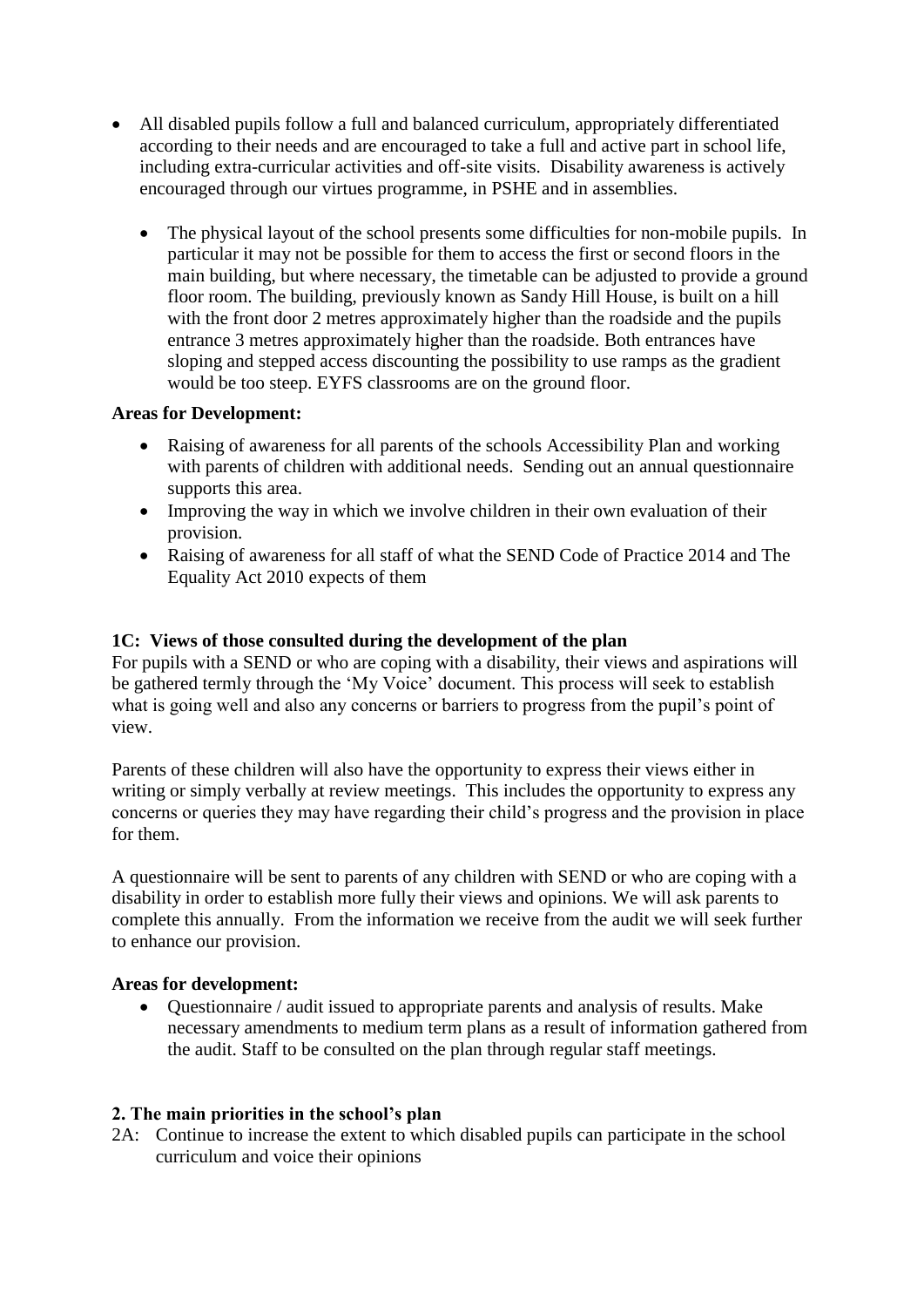- All disabled pupils follow a full and balanced curriculum, appropriately differentiated according to their needs and are encouraged to take a full and active part in school life, including extra-curricular activities and off-site visits. Disability awareness is actively encouraged through our virtues programme, in PSHE and in assemblies.

    - The physical layout of the school presents some difficulties for non-mobile pupils. In particular it may not be possible for them to access the first or second floors in the main building, but where necessary, the timetable can be adjusted to provide a ground floor room. The building, previously known as Sandy Hill House, is built on a hill with the front door 2 metres approximately higher than the roadside and the pupils entrance 3 metres approximately higher than the roadside. Both entrances have sloping and stepped access discounting the possibility to use ramps as the gradient would be too steep. EYFS classrooms are on the ground floor.

**Areas for Development:**

- Raising of awareness for all parents of the schools Accessibility Plan and working with parents of children with additional needs. Sending out an annual questionnaire supports this area.
- Improving the way in which we involve children in their own evaluation of their provision.
- Raising of awareness for all staff of what the SEND Code of Practice 2014 and The Equality Act 2010 expects of them

**1C: Views of those consulted during the development of the plan**

For pupils with a SEND or who are coping with a disability, their views and aspirations will be gathered termly through the 'My Voice' document. This process will seek to establish what is going well and also any concerns or barriers to progress from the pupil's point of view.

Parents of these children will also have the opportunity to express their views either in writing or simply verbally at review meetings. This includes the opportunity to express any concerns or queries they may have regarding their child's progress and the provision in place for them.

A questionnaire will be sent to parents of any children with SEND or who are coping with a disability in order to establish more fully their views and opinions. We will ask parents to complete this annually. From the information we receive from the audit we will seek further to enhance our provision.

**Areas for development:**

- Questionnaire / audit issued to appropriate parents and analysis of results. Make necessary amendments to medium term plans as a result of information gathered from the audit. Staff to be consulted on the plan through regular staff meetings.

**2. The main priorities in the school's plan**

2A: Continue to increase the extent to which disabled pupils can participate in the school curriculum and voice their opinions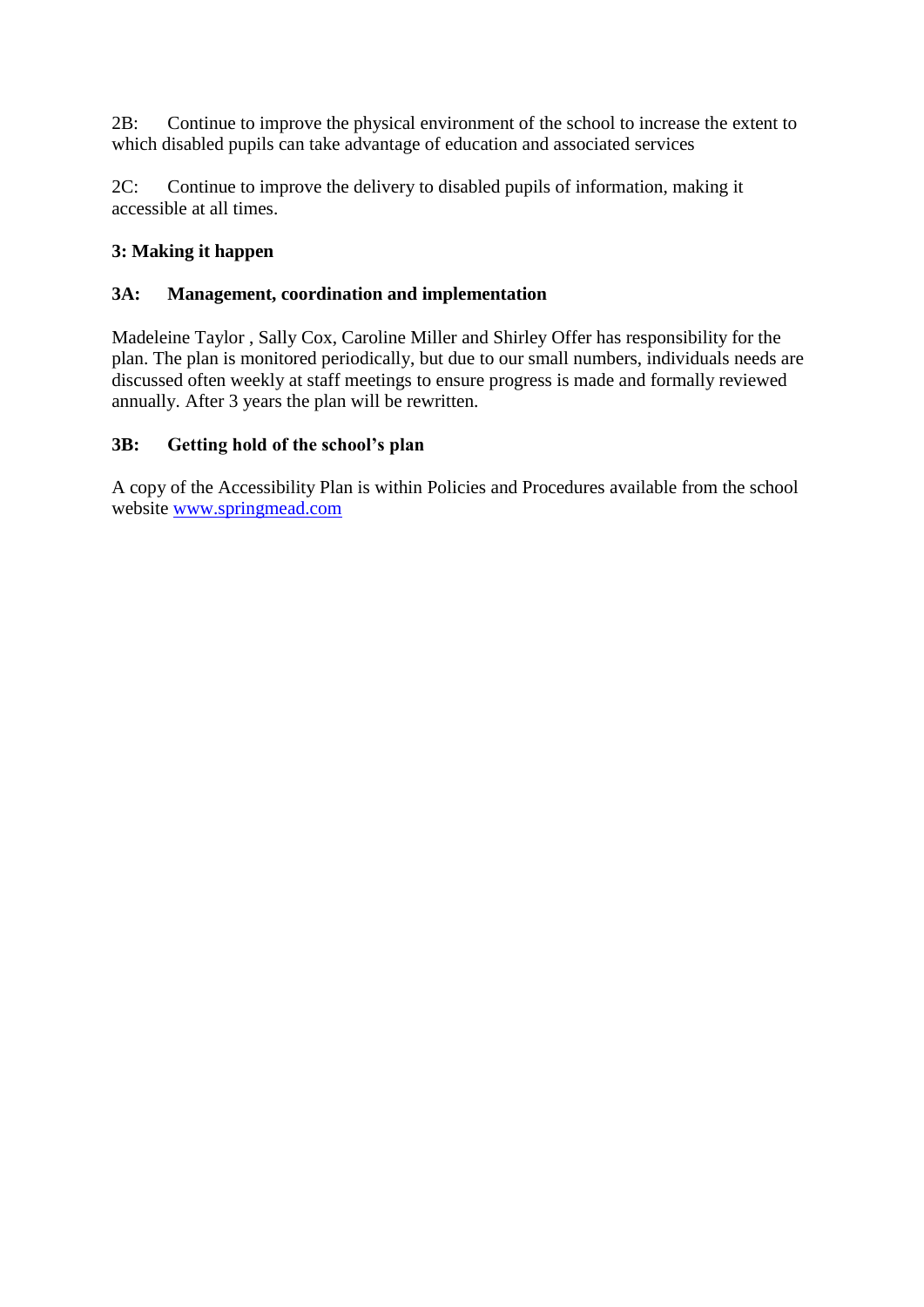2B: Continue to improve the physical environment of the school to increase the extent to which disabled pupils can take advantage of education and associated services

2C: Continue to improve the delivery to disabled pupils of information, making it accessible at all times.

**3: Making it happen**

**3A: Management, coordination and implementation**

Madeleine Taylor , Sally Cox, Caroline Miller and Shirley Offer has responsibility for the plan. The plan is monitored periodically, but due to our small numbers, individuals needs are discussed often weekly at staff meetings to ensure progress is made and formally reviewed annually. After 3 years the plan will be rewritten.

**3B: Getting hold of the school's plan**

A copy of the Accessibility Plan is within Policies and Procedures available from the school website [www.springmead.com](www.springmead.com)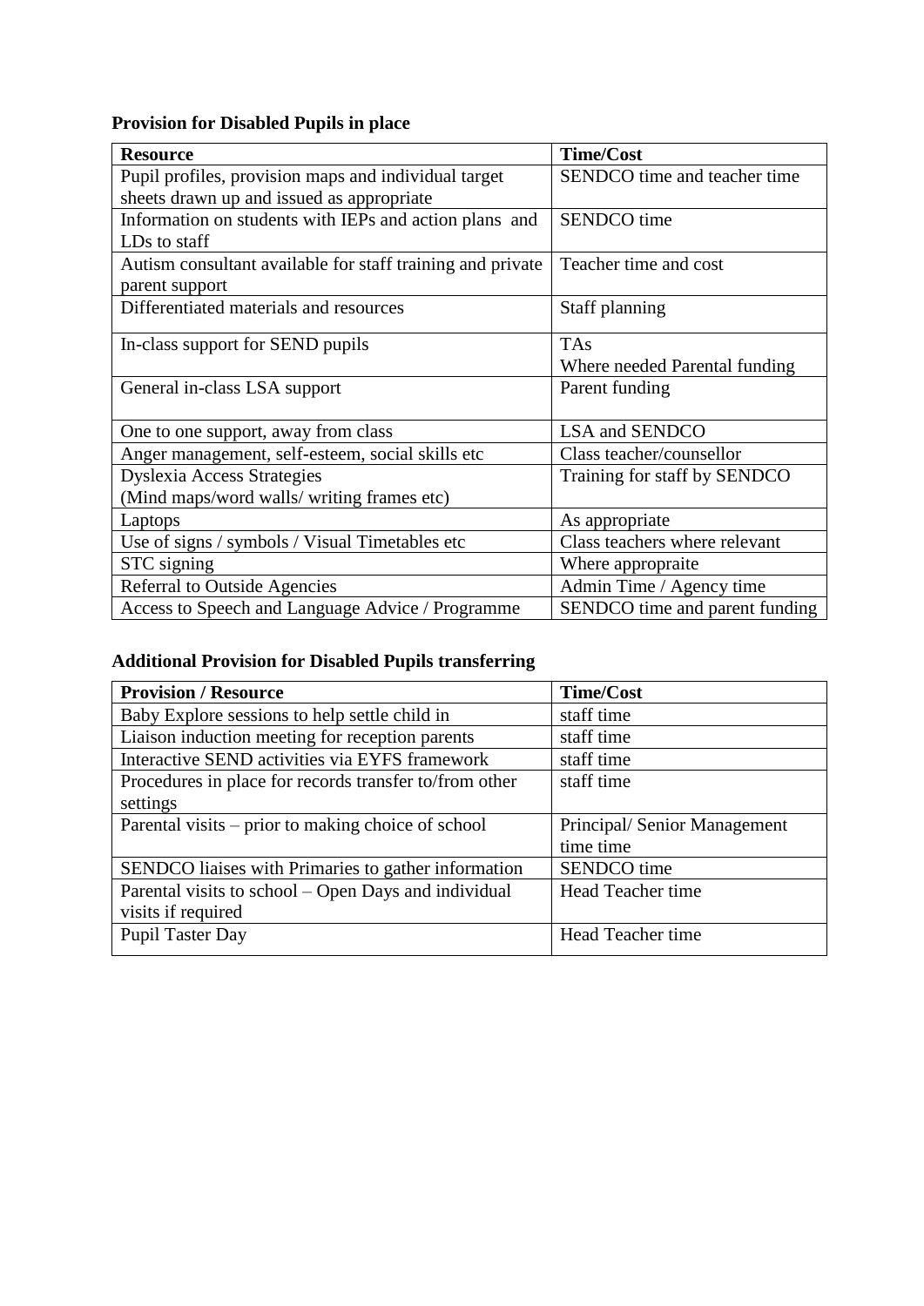**Provision for Disabled Pupils in place**

| Resource | Time/Cost |
|---|---|
| Pupil profiles, provision maps and individual target sheets drawn up and issued as appropriate | SENDCO time and teacher time |
| Information on students with IEPs and action plans and LDs to staff | SENDCO time |
| Autism consultant available for staff training and private parent support | Teacher time and cost |
| Differentiated materials and resources | Staff planning |
| In-class support for SEND pupils | TAs<br>Where needed Parental funding |
| General in-class LSA support | Parent funding |
| One to one support, away from class | LSA and SENDCO |
| Anger management, self-esteem, social skills etc | Class teacher/counsellor |
| Dyslexia Access Strategies<br>(Mind maps/word walls/ writing frames etc) | Training for staff by SENDCO |
| Laptops | As appropriate |
| Use of signs / symbols / Visual Timetables etc | Class teachers where relevant |
| STC signing | Where appropraite |
| Referral to Outside Agencies | Admin Time / Agency time |
| Access to Speech and Language Advice / Programme | SENDCO time and parent funding |

**Additional Provision for Disabled Pupils transferring**

| Provision / Resource | Time/Cost |
|---|---|
| Baby Explore sessions to help settle child in | staff time |
| Liaison induction meeting for reception parents | staff time |
| Interactive SEND activities via EYFS framework | staff time |
| Procedures in place for records transfer to/from other settings | staff time |
| Parental visits – prior to making choice of school | Principal/ Senior Management time time |
| SENDCO liaises with Primaries to gather information | SENDCO time |
| Parental visits to school – Open Days and individual visits if required | Head Teacher time |
| Pupil Taster Day | Head Teacher time |